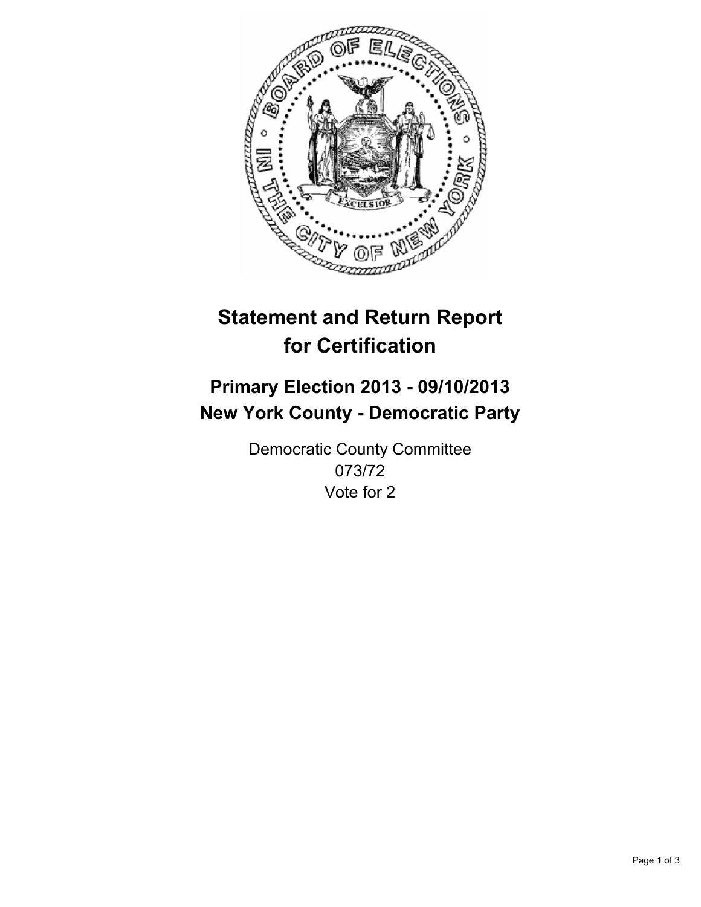# Statement and Return Report for Certification

## Primary Election 2013 - 09/10/2013
## New York County - Democratic Party

Democratic County Committee
073/72
Vote for 2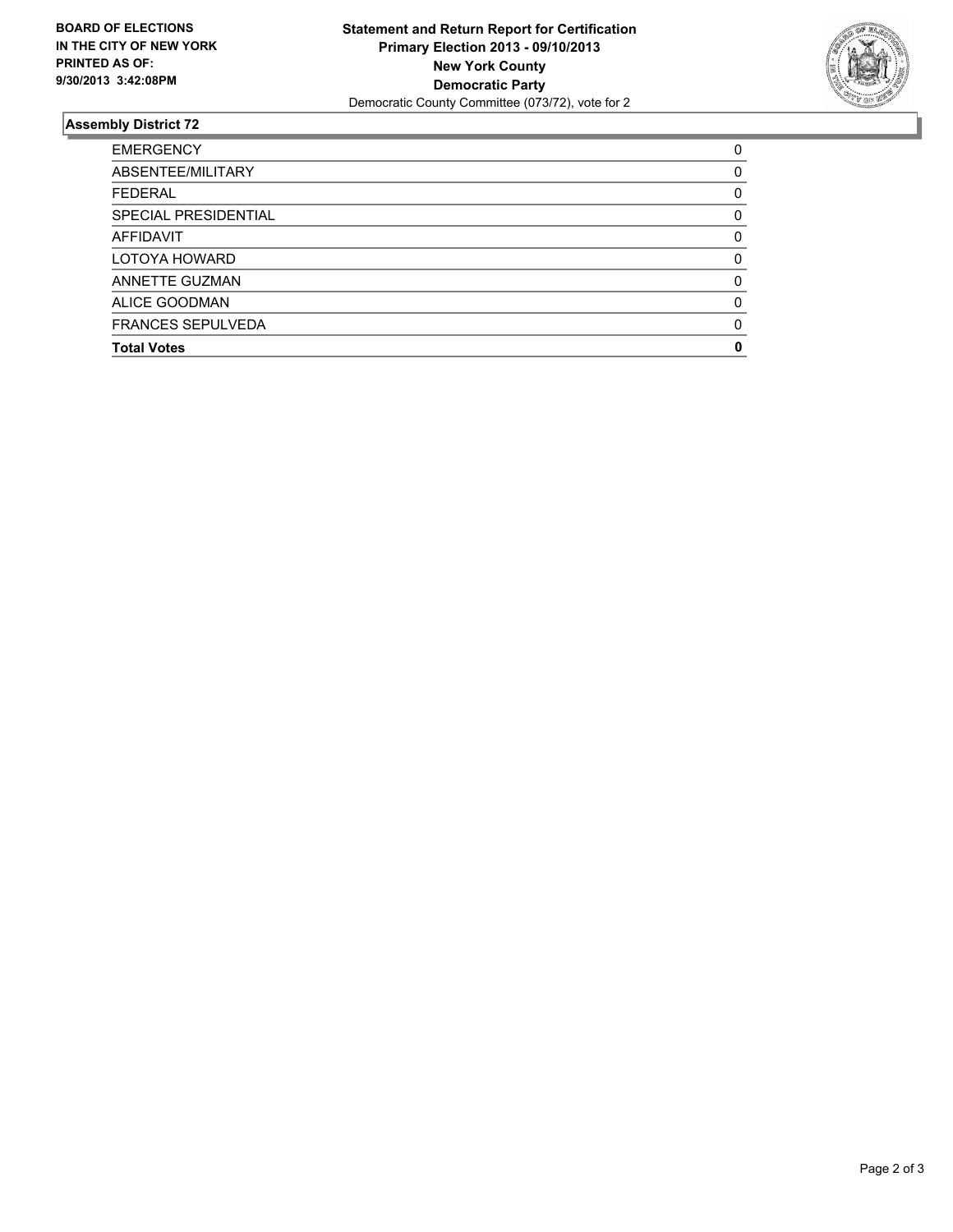**BOARD OF ELECTIONS IN THE CITY OF NEW YORK PRINTED AS OF: 9/30/2013 3:42:08PM**

**Statement and Return Report for Certification**
**Primary Election 2013 - 09/10/2013**
**New York County**
**Democratic Party**
Democratic County Committee (073/72), vote for 2

## Assembly District 72

| | |
|---|---|
| EMERGENCY | 0 |
| ABSENTEE/MILITARY | 0 |
| FEDERAL | 0 |
| SPECIAL PRESIDENTIAL | 0 |
| AFFIDAVIT | 0 |
| LOTOYA HOWARD | 0 |
| ANNETTE GUZMAN | 0 |
| ALICE GOODMAN | 0 |
| FRANCES SEPULVEDA | 0 |
| **Total Votes** | **0** |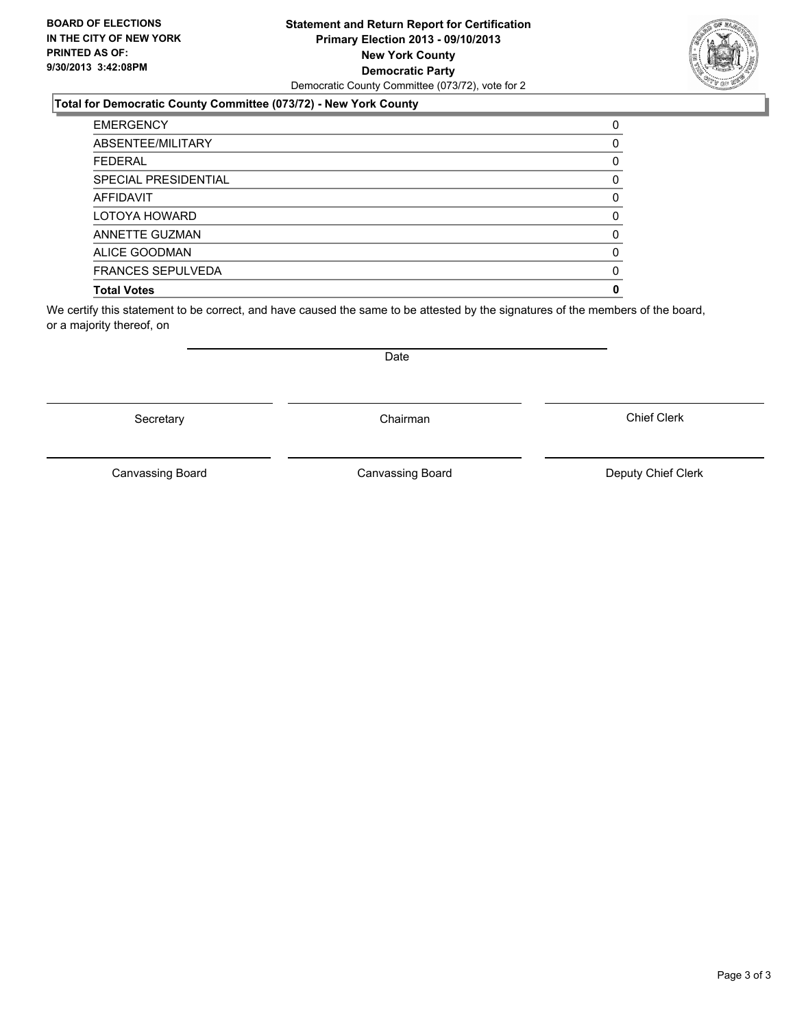**BOARD OF ELECTIONS IN THE CITY OF NEW YORK PRINTED AS OF: 9/30/2013 3:42:08PM**

**Statement and Return Report for Certification**
**Primary Election 2013 - 09/10/2013**
**New York County**
**Democratic Party**
Democratic County Committee (073/72), vote for 2

### Total for Democratic County Committee (073/72) - New York County

| | |
|---|---|
| EMERGENCY | 0 |
| ABSENTEE/MILITARY | 0 |
| FEDERAL | 0 |
| SPECIAL PRESIDENTIAL | 0 |
| AFFIDAVIT | 0 |
| LOTOYA HOWARD | 0 |
| ANNETTE GUZMAN | 0 |
| ALICE GOODMAN | 0 |
| FRANCES SEPULVEDA | 0 |
| **Total Votes** | **0** |

We certify this statement to be correct, and have caused the same to be attested by the signatures of the members of the board, or a majority thereof, on

Date

Secretary

Chairman

Chief Clerk

Canvassing Board

Canvassing Board

Deputy Chief Clerk